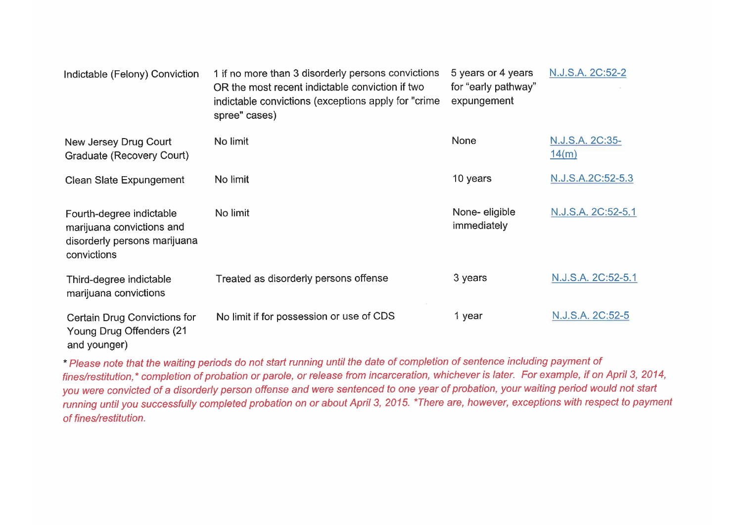| | | | |
|---|---|---|---|
| Indictable (Felony) Conviction | 1 if no more than 3 disorderly persons convictions OR the most recent indictable conviction if two indictable convictions (exceptions apply for "crime spree" cases) | 5 years or 4 years for "early pathway" expungement | N.J.S.A. 2C:52-2 |
| New Jersey Drug Court Graduate (Recovery Court) | No limit | None | N.J.S.A. 2C:35-14(m) |
| Clean Slate Expungement | No limit | 10 years | N.J.S.A.2C:52-5.3 |
| Fourth-degree indictable marijuana convictions and disorderly persons marijuana convictions | No limit | None- eligible immediately | N.J.S.A. 2C:52-5.1 |
| Third-degree indictable marijuana convictions | Treated as disorderly persons offense | 3 years | N.J.S.A. 2C:52-5.1 |
| Certain Drug Convictions for Young Drug Offenders (21 and younger) | No limit if for possession or use of CDS | 1 year | N.J.S.A. 2C:52-5 |

*\* Please note that the waiting periods do not start running until the date of completion of sentence including payment of fines/restitution,\* completion of probation or parole, or release from incarceration, whichever is later. For example, if on April 3, 2014, you were convicted of a disorderly person offense and were sentenced to one year of probation, your waiting period would not start running until you successfully completed probation on or about April 3, 2015. \*There are, however, exceptions with respect to payment of fines/restitution.*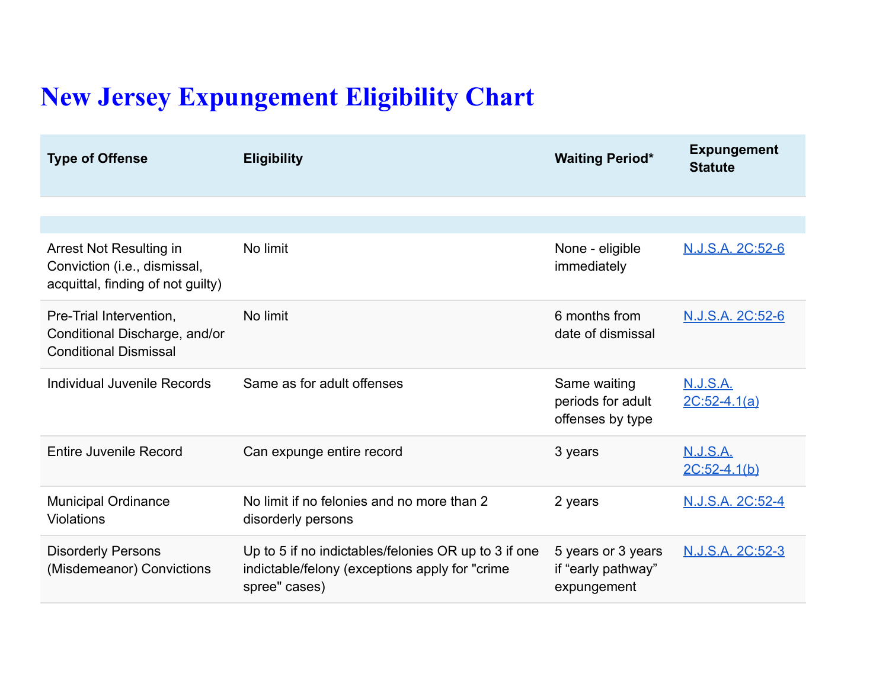# New Jersey Expungement Eligibility Chart

| Type of Offense | Eligibility | Waiting Period* | Expungement Statute |
|---|---|---|---|
| | | | |
| | | | |
| Arrest Not Resulting in Conviction (i.e., dismissal, acquittal, finding of not guilty) | No limit | None - eligible immediately | N.J.S.A. 2C:52-6 |
| Pre-Trial Intervention, Conditional Discharge, and/or Conditional Dismissal | No limit | 6 months from date of dismissal | N.J.S.A. 2C:52-6 |
| Individual Juvenile Records | Same as for adult offenses | Same waiting periods for adult offenses by type | N.J.S.A. 2C:52-4.1(a) |
| Entire Juvenile Record | Can expunge entire record | 3 years | N.J.S.A. 2C:52-4.1(b) |
| Municipal Ordinance Violations | No limit if no felonies and no more than 2 disorderly persons | 2 years | N.J.S.A. 2C:52-4 |
| Disorderly Persons (Misdemeanor) Convictions | Up to 5 if no indictables/felonies OR up to 3 if one indictable/felony (exceptions apply for "crime spree" cases) | 5 years or 3 years if "early pathway" expungement | N.J.S.A. 2C:52-3 |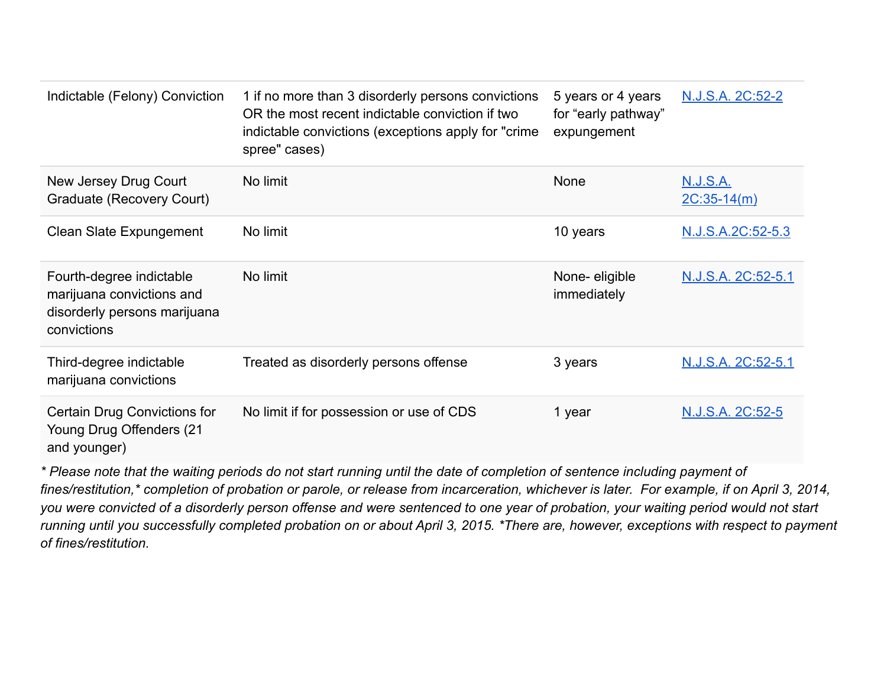| | | | |
|---|---|---|---|
| Indictable (Felony) Conviction | 1 if no more than 3 disorderly persons convictions OR the most recent indictable conviction if two indictable convictions (exceptions apply for "crime spree" cases) | 5 years or 4 years for "early pathway" expungement | [N.J.S.A. 2C:52-2]() |
| New Jersey Drug Court Graduate (Recovery Court) | No limit | None | [N.J.S.A. 2C:35-14(m)]() |
| Clean Slate Expungement | No limit | 10 years | [N.J.S.A.2C:52-5.3]() |
| Fourth-degree indictable marijuana convictions and disorderly persons marijuana convictions | No limit | None- eligible immediately | [N.J.S.A. 2C:52-5.1]() |
| Third-degree indictable marijuana convictions | Treated as disorderly persons offense | 3 years | [N.J.S.A. 2C:52-5.1]() |
| Certain Drug Convictions for Young Drug Offenders (21 and younger) | No limit if for possession or use of CDS | 1 year | [N.J.S.A. 2C:52-5]() |

*\* Please note that the waiting periods do not start running until the date of completion of sentence including payment of fines/restitution,\* completion of probation or parole, or release from incarceration, whichever is later. For example, if on April 3, 2014, you were convicted of a disorderly person offense and were sentenced to one year of probation, your waiting period would not start running until you successfully completed probation on or about April 3, 2015. \*There are, however, exceptions with respect to payment of fines/restitution.*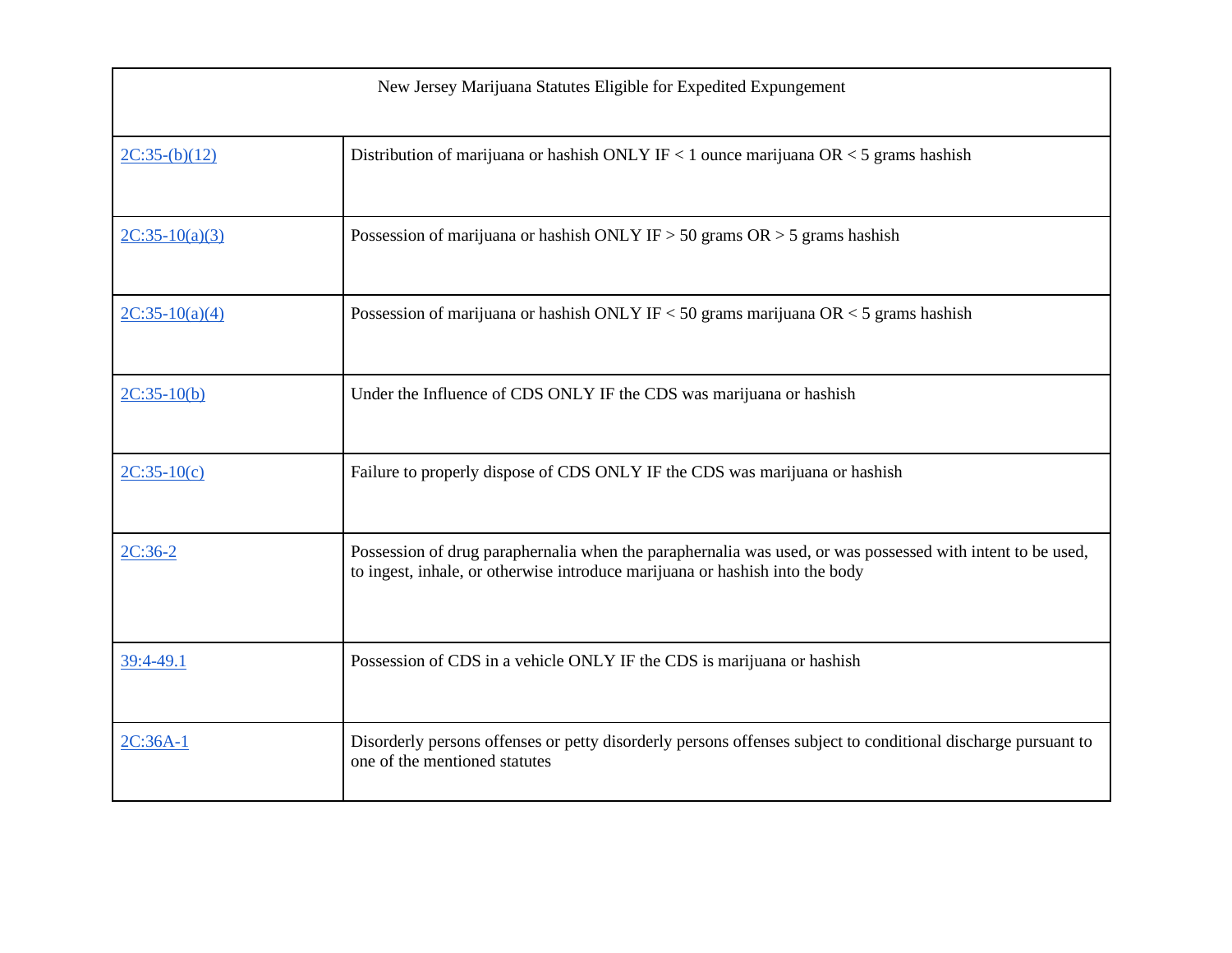| New Jersey Marijuana Statutes Eligible for Expedited Expungement | |
|---|---|
| 2C:35-(b)(12) | Distribution of marijuana or hashish ONLY IF < 1 ounce marijuana OR < 5 grams hashish |
| 2C:35-10(a)(3) | Possession of marijuana or hashish ONLY IF > 50 grams OR > 5 grams hashish |
| 2C:35-10(a)(4) | Possession of marijuana or hashish ONLY IF < 50 grams marijuana OR < 5 grams hashish |
| 2C:35-10(b) | Under the Influence of CDS ONLY IF the CDS was marijuana or hashish |
| 2C:35-10(c) | Failure to properly dispose of CDS ONLY IF the CDS was marijuana or hashish |
| 2C:36-2 | Possession of drug paraphernalia when the paraphernalia was used, or was possessed with intent to be used, to ingest, inhale, or otherwise introduce marijuana or hashish into the body |
| 39:4-49.1 | Possession of CDS in a vehicle ONLY IF the CDS is marijuana or hashish |
| 2C:36A-1 | Disorderly persons offenses or petty disorderly persons offenses subject to conditional discharge pursuant to one of the mentioned statutes |